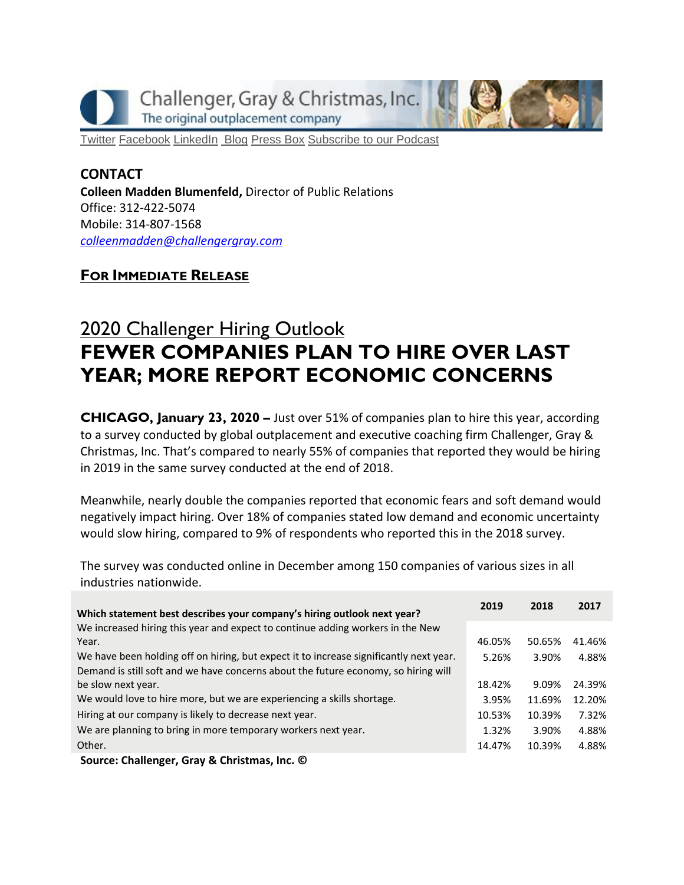Challenger, Gray & Christmas, Inc.
The original outplacement company

Twitter Facebook LinkedIn Blog Press Box Subscribe to our Podcast

**CONTACT**
**Colleen Madden Blumenfeld,** Director of Public Relations
Office: 312-422-5074
Mobile: 314-807-1568
*colleenmadden@challengergray.com*

**FOR IMMEDIATE RELEASE**

## 2020 Challenger Hiring Outlook

# FEWER COMPANIES PLAN TO HIRE OVER LAST YEAR; MORE REPORT ECONOMIC CONCERNS

**CHICAGO, January 23, 2020 –** Just over 51% of companies plan to hire this year, according to a survey conducted by global outplacement and executive coaching firm Challenger, Gray & Christmas, Inc. That's compared to nearly 55% of companies that reported they would be hiring in 2019 in the same survey conducted at the end of 2018.

Meanwhile, nearly double the companies reported that economic fears and soft demand would negatively impact hiring. Over 18% of companies stated low demand and economic uncertainty would slow hiring, compared to 9% of respondents who reported this in the 2018 survey.

The survey was conducted online in December among 150 companies of various sizes in all industries nationwide.

| Which statement best describes your company's hiring outlook next year? | 2019 | 2018 | 2017 |
|---|---|---|---|
| We increased hiring this year and expect to continue adding workers in the New Year. | 46.05% | 50.65% | 41.46% |
| We have been holding off on hiring, but expect it to increase significantly next year. | 5.26% | 3.90% | 4.88% |
| Demand is still soft and we have concerns about the future economy, so hiring will be slow next year. | 18.42% | 9.09% | 24.39% |
| We would love to hire more, but we are experiencing a skills shortage. | 3.95% | 11.69% | 12.20% |
| Hiring at our company is likely to decrease next year. | 10.53% | 10.39% | 7.32% |
| We are planning to bring in more temporary workers next year. | 1.32% | 3.90% | 4.88% |
| Other. | 14.47% | 10.39% | 4.88% |

**Source: Challenger, Gray & Christmas, Inc. ©**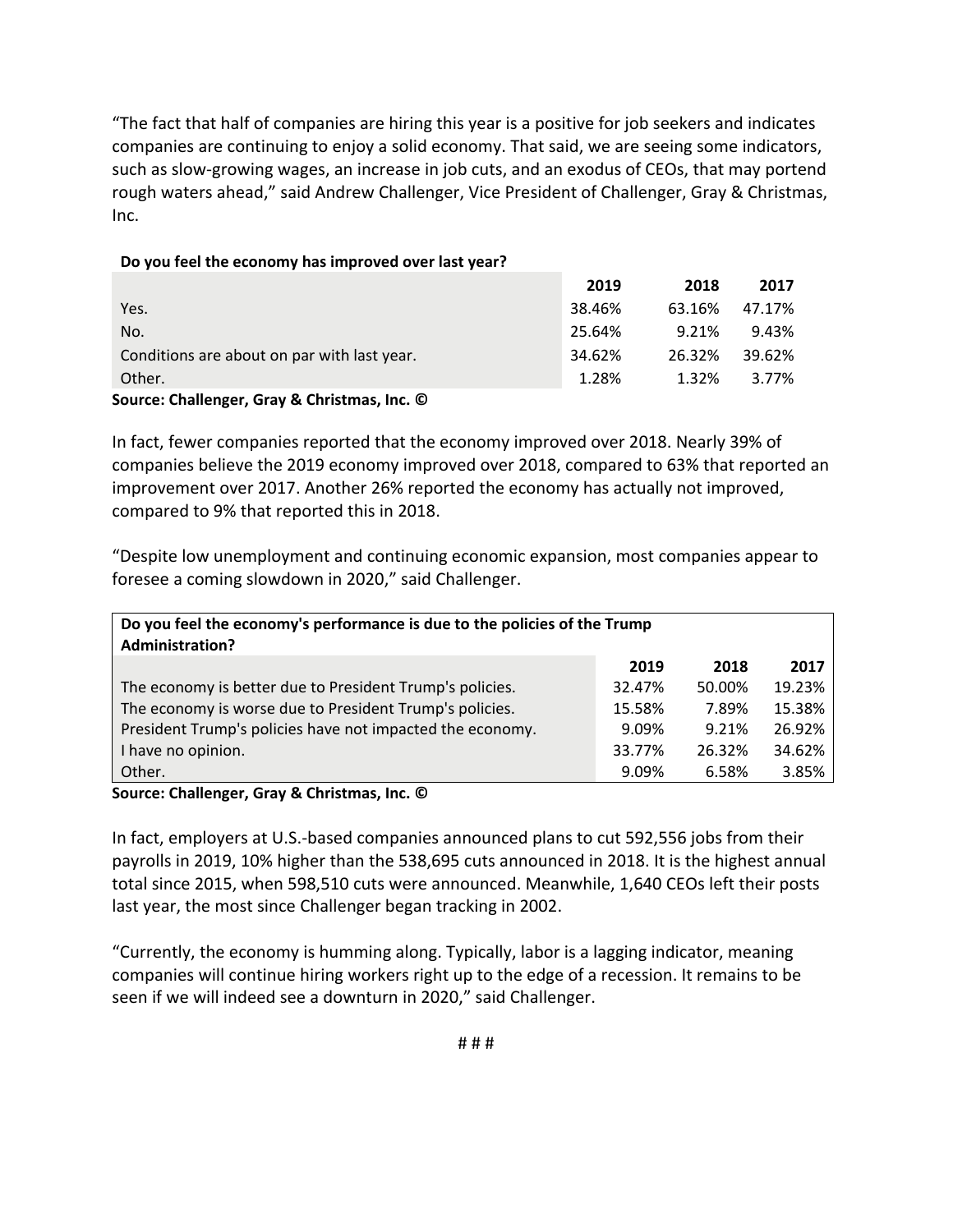"The fact that half of companies are hiring this year is a positive for job seekers and indicates companies are continuing to enjoy a solid economy. That said, we are seeing some indicators, such as slow-growing wages, an increase in job cuts, and an exodus of CEOs, that may portend rough waters ahead," said Andrew Challenger, Vice President of Challenger, Gray & Christmas, Inc.

**Do you feel the economy has improved over last year?**

| | 2019 | 2018 | 2017 |
|---|---|---|---|
| Yes. | 38.46% | 63.16% | 47.17% |
| No. | 25.64% | 9.21% | 9.43% |
| Conditions are about on par with last year. | 34.62% | 26.32% | 39.62% |
| Other. | 1.28% | 1.32% | 3.77% |

**Source: Challenger, Gray & Christmas, Inc. ©**

In fact, fewer companies reported that the economy improved over 2018. Nearly 39% of companies believe the 2019 economy improved over 2018, compared to 63% that reported an improvement over 2017. Another 26% reported the economy has actually not improved, compared to 9% that reported this in 2018.

"Despite low unemployment and continuing economic expansion, most companies appear to foresee a coming slowdown in 2020," said Challenger.

**Do you feel the economy's performance is due to the policies of the Trump Administration?**

| | 2019 | 2018 | 2017 |
|---|---|---|---|
| The economy is better due to President Trump's policies. | 32.47% | 50.00% | 19.23% |
| The economy is worse due to President Trump's policies. | 15.58% | 7.89% | 15.38% |
| President Trump's policies have not impacted the economy. | 9.09% | 9.21% | 26.92% |
| I have no opinion. | 33.77% | 26.32% | 34.62% |
| Other. | 9.09% | 6.58% | 3.85% |

**Source: Challenger, Gray & Christmas, Inc. ©**

In fact, employers at U.S.-based companies announced plans to cut 592,556 jobs from their payrolls in 2019, 10% higher than the 538,695 cuts announced in 2018. It is the highest annual total since 2015, when 598,510 cuts were announced. Meanwhile, 1,640 CEOs left their posts last year, the most since Challenger began tracking in 2002.

"Currently, the economy is humming along. Typically, labor is a lagging indicator, meaning companies will continue hiring workers right up to the edge of a recession. It remains to be seen if we will indeed see a downturn in 2020," said Challenger.

# # #